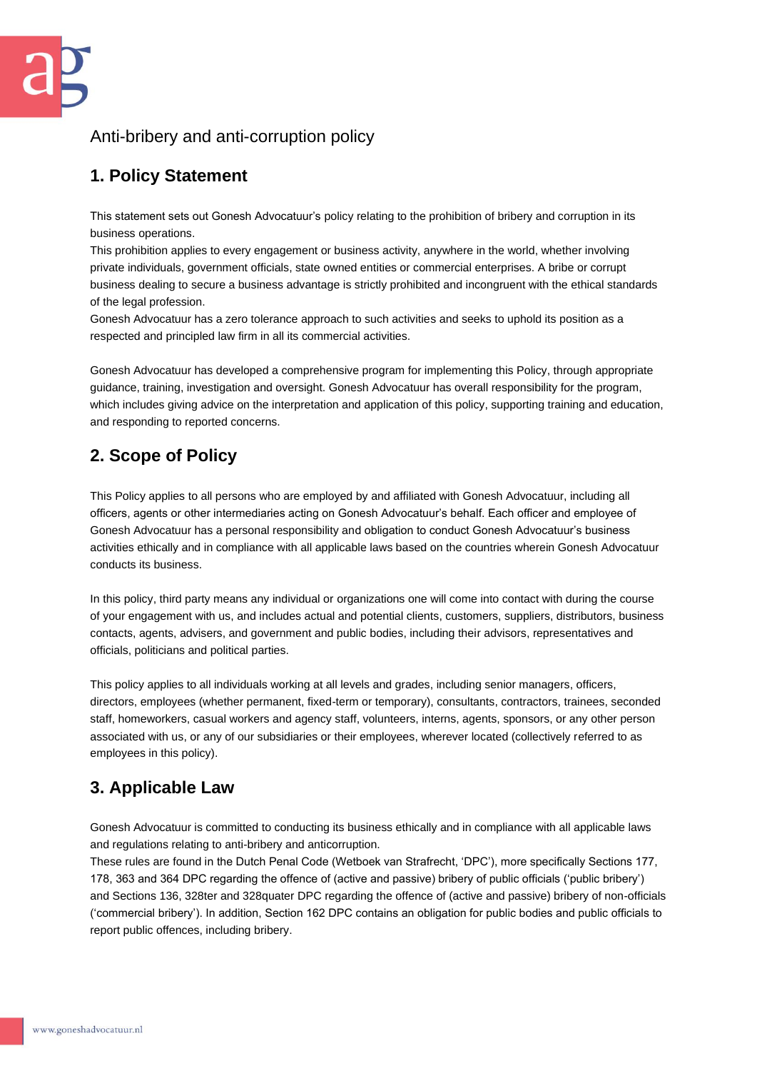# Anti-bribery and anti-corruption policy

## 1. Policy Statement

This statement sets out Gonesh Advocatuur's policy relating to the prohibition of bribery and corruption in its business operations.
This prohibition applies to every engagement or business activity, anywhere in the world, whether involving private individuals, government officials, state owned entities or commercial enterprises. A bribe or corrupt business dealing to secure a business advantage is strictly prohibited and incongruent with the ethical standards of the legal profession.
Gonesh Advocatuur has a zero tolerance approach to such activities and seeks to uphold its position as a respected and principled law firm in all its commercial activities.

Gonesh Advocatuur has developed a comprehensive program for implementing this Policy, through appropriate guidance, training, investigation and oversight. Gonesh Advocatuur has overall responsibility for the program, which includes giving advice on the interpretation and application of this policy, supporting training and education, and responding to reported concerns.

## 2. Scope of Policy

This Policy applies to all persons who are employed by and affiliated with Gonesh Advocatuur, including all officers, agents or other intermediaries acting on Gonesh Advocatuur's behalf. Each officer and employee of Gonesh Advocatuur has a personal responsibility and obligation to conduct Gonesh Advocatuur's business activities ethically and in compliance with all applicable laws based on the countries wherein Gonesh Advocatuur conducts its business.

In this policy, third party means any individual or organizations one will come into contact with during the course of your engagement with us, and includes actual and potential clients, customers, suppliers, distributors, business contacts, agents, advisers, and government and public bodies, including their advisors, representatives and officials, politicians and political parties.

This policy applies to all individuals working at all levels and grades, including senior managers, officers, directors, employees (whether permanent, fixed-term or temporary), consultants, contractors, trainees, seconded staff, homeworkers, casual workers and agency staff, volunteers, interns, agents, sponsors, or any other person associated with us, or any of our subsidiaries or their employees, wherever located (collectively referred to as employees in this policy).

## 3. Applicable Law

Gonesh Advocatuur is committed to conducting its business ethically and in compliance with all applicable laws and regulations relating to anti-bribery and anticorruption.
These rules are found in the Dutch Penal Code (Wetboek van Strafrecht, 'DPC'), more specifically Sections 177, 178, 363 and 364 DPC regarding the offence of (active and passive) bribery of public officials ('public bribery') and Sections 136, 328ter and 328quater DPC regarding the offence of (active and passive) bribery of non-officials ('commercial bribery'). In addition, Section 162 DPC contains an obligation for public bodies and public officials to report public offences, including bribery.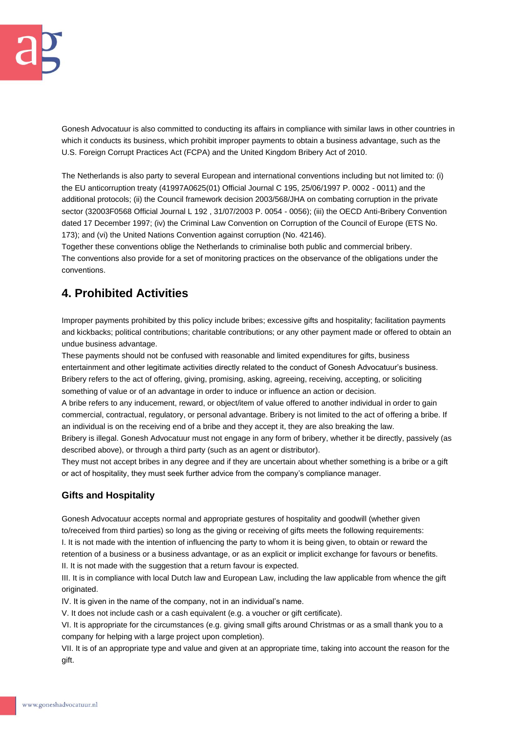Gonesh Advocatuur is also committed to conducting its affairs in compliance with similar laws in other countries in which it conducts its business, which prohibit improper payments to obtain a business advantage, such as the U.S. Foreign Corrupt Practices Act (FCPA) and the United Kingdom Bribery Act of 2010.

The Netherlands is also party to several European and international conventions including but not limited to: (i) the EU anticorruption treaty (41997A0625(01) Official Journal C 195, 25/06/1997 P. 0002 - 0011) and the additional protocols; (ii) the Council framework decision 2003/568/JHA on combating corruption in the private sector (32003F0568 Official Journal L 192 , 31/07/2003 P. 0054 - 0056); (iii) the OECD Anti-Bribery Convention dated 17 December 1997; (iv) the Criminal Law Convention on Corruption of the Council of Europe (ETS No. 173); and (vi) the United Nations Convention against corruption (No. 42146).
Together these conventions oblige the Netherlands to criminalise both public and commercial bribery.
The conventions also provide for a set of monitoring practices on the observance of the obligations under the conventions.

## 4. Prohibited Activities

Improper payments prohibited by this policy include bribes; excessive gifts and hospitality; facilitation payments and kickbacks; political contributions; charitable contributions; or any other payment made or offered to obtain an undue business advantage.
These payments should not be confused with reasonable and limited expenditures for gifts, business entertainment and other legitimate activities directly related to the conduct of Gonesh Advocatuur's business.
Bribery refers to the act of offering, giving, promising, asking, agreeing, receiving, accepting, or soliciting something of value or of an advantage in order to induce or influence an action or decision.
A bribe refers to any inducement, reward, or object/item of value offered to another individual in order to gain commercial, contractual, regulatory, or personal advantage. Bribery is not limited to the act of offering a bribe. If an individual is on the receiving end of a bribe and they accept it, they are also breaking the law.
Bribery is illegal. Gonesh Advocatuur must not engage in any form of bribery, whether it be directly, passively (as described above), or through a third party (such as an agent or distributor).
They must not accept bribes in any degree and if they are uncertain about whether something is a bribe or a gift or act of hospitality, they must seek further advice from the company's compliance manager.

### Gifts and Hospitality

Gonesh Advocatuur accepts normal and appropriate gestures of hospitality and goodwill (whether given to/received from third parties) so long as the giving or receiving of gifts meets the following requirements:
I. It is not made with the intention of influencing the party to whom it is being given, to obtain or reward the retention of a business or a business advantage, or as an explicit or implicit exchange for favours or benefits.
II. It is not made with the suggestion that a return favour is expected.
III. It is in compliance with local Dutch law and European Law, including the law applicable from whence the gift originated.
IV. It is given in the name of the company, not in an individual's name.
V. It does not include cash or a cash equivalent (e.g. a voucher or gift certificate).
VI. It is appropriate for the circumstances (e.g. giving small gifts around Christmas or as a small thank you to a company for helping with a large project upon completion).
VII. It is of an appropriate type and value and given at an appropriate time, taking into account the reason for the gift.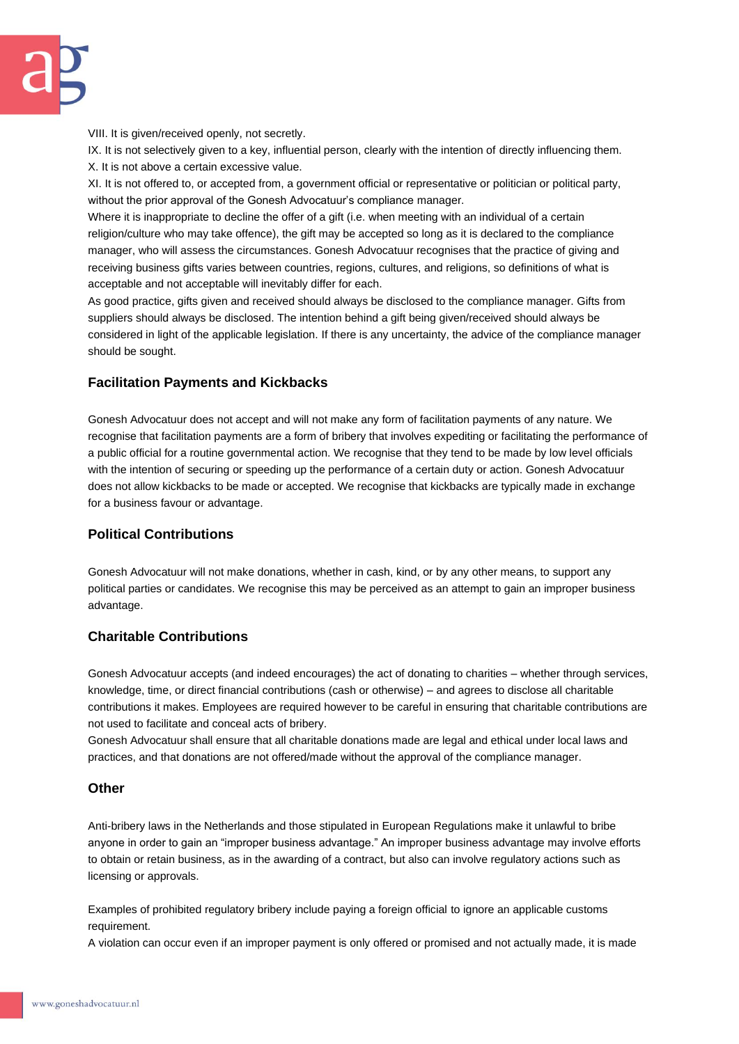VIII. It is given/received openly, not secretly.
IX. It is not selectively given to a key, influential person, clearly with the intention of directly influencing them.
X. It is not above a certain excessive value.
XI. It is not offered to, or accepted from, a government official or representative or politician or political party, without the prior approval of the Gonesh Advocatuur's compliance manager.

Where it is inappropriate to decline the offer of a gift (i.e. when meeting with an individual of a certain religion/culture who may take offence), the gift may be accepted so long as it is declared to the compliance manager, who will assess the circumstances. Gonesh Advocatuur recognises that the practice of giving and receiving business gifts varies between countries, regions, cultures, and religions, so definitions of what is acceptable and not acceptable will inevitably differ for each.

As good practice, gifts given and received should always be disclosed to the compliance manager. Gifts from suppliers should always be disclosed. The intention behind a gift being given/received should always be considered in light of the applicable legislation. If there is any uncertainty, the advice of the compliance manager should be sought.

### Facilitation Payments and Kickbacks

Gonesh Advocatuur does not accept and will not make any form of facilitation payments of any nature. We recognise that facilitation payments are a form of bribery that involves expediting or facilitating the performance of a public official for a routine governmental action. We recognise that they tend to be made by low level officials with the intention of securing or speeding up the performance of a certain duty or action. Gonesh Advocatuur does not allow kickbacks to be made or accepted. We recognise that kickbacks are typically made in exchange for a business favour or advantage.

### Political Contributions

Gonesh Advocatuur will not make donations, whether in cash, kind, or by any other means, to support any political parties or candidates. We recognise this may be perceived as an attempt to gain an improper business advantage.

### Charitable Contributions

Gonesh Advocatuur accepts (and indeed encourages) the act of donating to charities – whether through services, knowledge, time, or direct financial contributions (cash or otherwise) – and agrees to disclose all charitable contributions it makes. Employees are required however to be careful in ensuring that charitable contributions are not used to facilitate and conceal acts of bribery.

Gonesh Advocatuur shall ensure that all charitable donations made are legal and ethical under local laws and practices, and that donations are not offered/made without the approval of the compliance manager.

### Other

Anti-bribery laws in the Netherlands and those stipulated in European Regulations make it unlawful to bribe anyone in order to gain an "improper business advantage." An improper business advantage may involve efforts to obtain or retain business, as in the awarding of a contract, but also can involve regulatory actions such as licensing or approvals.

Examples of prohibited regulatory bribery include paying a foreign official to ignore an applicable customs requirement.

A violation can occur even if an improper payment is only offered or promised and not actually made, it is made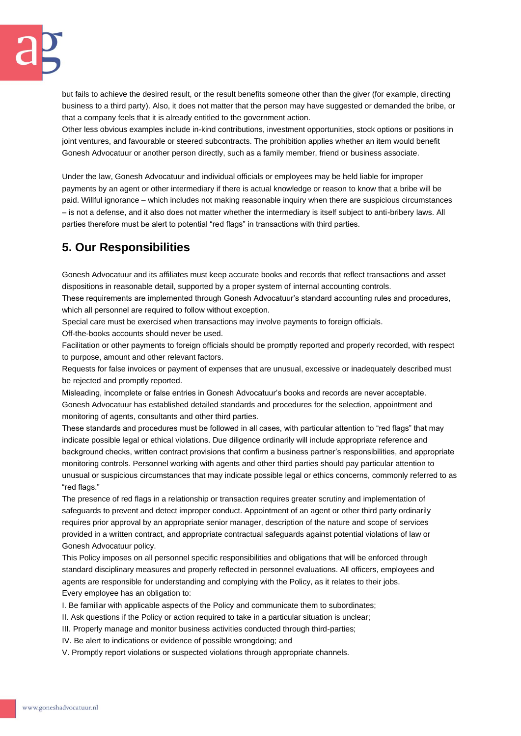but fails to achieve the desired result, or the result benefits someone other than the giver (for example, directing business to a third party). Also, it does not matter that the person may have suggested or demanded the bribe, or that a company feels that it is already entitled to the government action.
Other less obvious examples include in-kind contributions, investment opportunities, stock options or positions in joint ventures, and favourable or steered subcontracts. The prohibition applies whether an item would benefit Gonesh Advocatuur or another person directly, such as a family member, friend or business associate.

Under the law, Gonesh Advocatuur and individual officials or employees may be held liable for improper payments by an agent or other intermediary if there is actual knowledge or reason to know that a bribe will be paid. Willful ignorance – which includes not making reasonable inquiry when there are suspicious circumstances – is not a defense, and it also does not matter whether the intermediary is itself subject to anti-bribery laws. All parties therefore must be alert to potential "red flags" in transactions with third parties.

## 5. Our Responsibilities

Gonesh Advocatuur and its affiliates must keep accurate books and records that reflect transactions and asset dispositions in reasonable detail, supported by a proper system of internal accounting controls.
These requirements are implemented through Gonesh Advocatuur's standard accounting rules and procedures, which all personnel are required to follow without exception.
Special care must be exercised when transactions may involve payments to foreign officials.
Off-the-books accounts should never be used.
Facilitation or other payments to foreign officials should be promptly reported and properly recorded, with respect to purpose, amount and other relevant factors.
Requests for false invoices or payment of expenses that are unusual, excessive or inadequately described must be rejected and promptly reported.
Misleading, incomplete or false entries in Gonesh Advocatuur's books and records are never acceptable.
Gonesh Advocatuur has established detailed standards and procedures for the selection, appointment and monitoring of agents, consultants and other third parties.
These standards and procedures must be followed in all cases, with particular attention to "red flags" that may indicate possible legal or ethical violations. Due diligence ordinarily will include appropriate reference and background checks, written contract provisions that confirm a business partner's responsibilities, and appropriate monitoring controls. Personnel working with agents and other third parties should pay particular attention to unusual or suspicious circumstances that may indicate possible legal or ethics concerns, commonly referred to as "red flags."
The presence of red flags in a relationship or transaction requires greater scrutiny and implementation of safeguards to prevent and detect improper conduct. Appointment of an agent or other third party ordinarily requires prior approval by an appropriate senior manager, description of the nature and scope of services provided in a written contract, and appropriate contractual safeguards against potential violations of law or Gonesh Advocatuur policy.
This Policy imposes on all personnel specific responsibilities and obligations that will be enforced through standard disciplinary measures and properly reflected in personnel evaluations. All officers, employees and agents are responsible for understanding and complying with the Policy, as it relates to their jobs.
Every employee has an obligation to:

I. Be familiar with applicable aspects of the Policy and communicate them to subordinates;
II. Ask questions if the Policy or action required to take in a particular situation is unclear;
III. Properly manage and monitor business activities conducted through third-parties;
IV. Be alert to indications or evidence of possible wrongdoing; and
V. Promptly report violations or suspected violations through appropriate channels.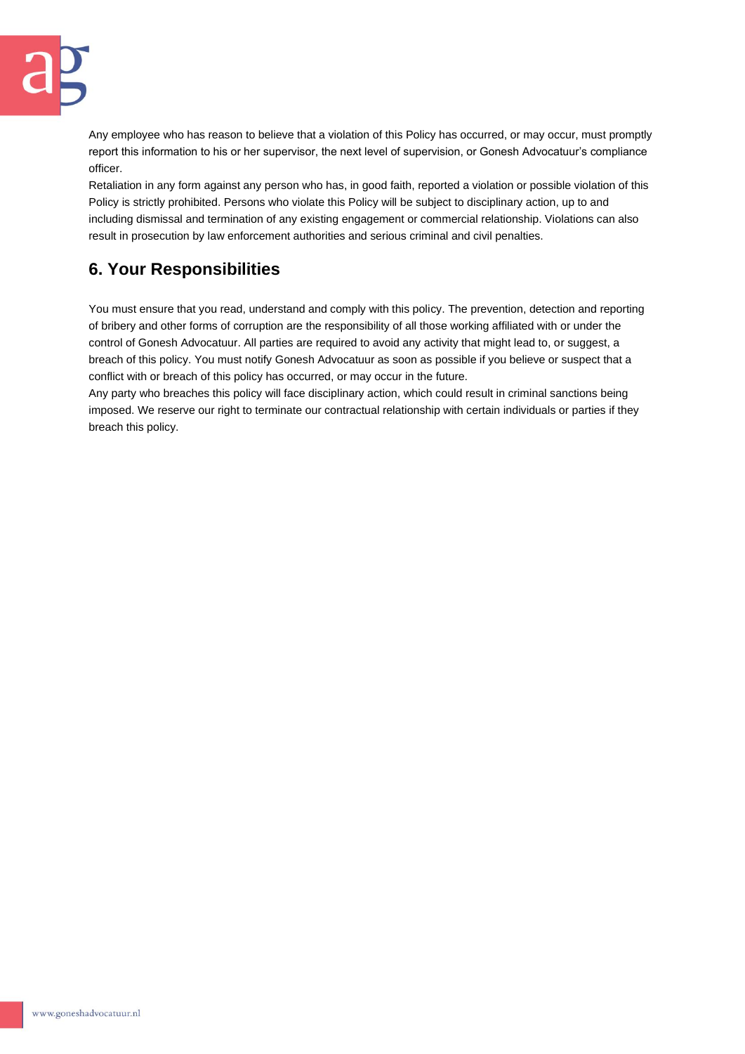Any employee who has reason to believe that a violation of this Policy has occurred, or may occur, must promptly report this information to his or her supervisor, the next level of supervision, or Gonesh Advocatuur's compliance officer.

Retaliation in any form against any person who has, in good faith, reported a violation or possible violation of this Policy is strictly prohibited. Persons who violate this Policy will be subject to disciplinary action, up to and including dismissal and termination of any existing engagement or commercial relationship. Violations can also result in prosecution by law enforcement authorities and serious criminal and civil penalties.

## 6. Your Responsibilities

You must ensure that you read, understand and comply with this policy. The prevention, detection and reporting of bribery and other forms of corruption are the responsibility of all those working affiliated with or under the control of Gonesh Advocatuur. All parties are required to avoid any activity that might lead to, or suggest, a breach of this policy. You must notify Gonesh Advocatuur as soon as possible if you believe or suspect that a conflict with or breach of this policy has occurred, or may occur in the future.

Any party who breaches this policy will face disciplinary action, which could result in criminal sanctions being imposed. We reserve our right to terminate our contractual relationship with certain individuals or parties if they breach this policy.